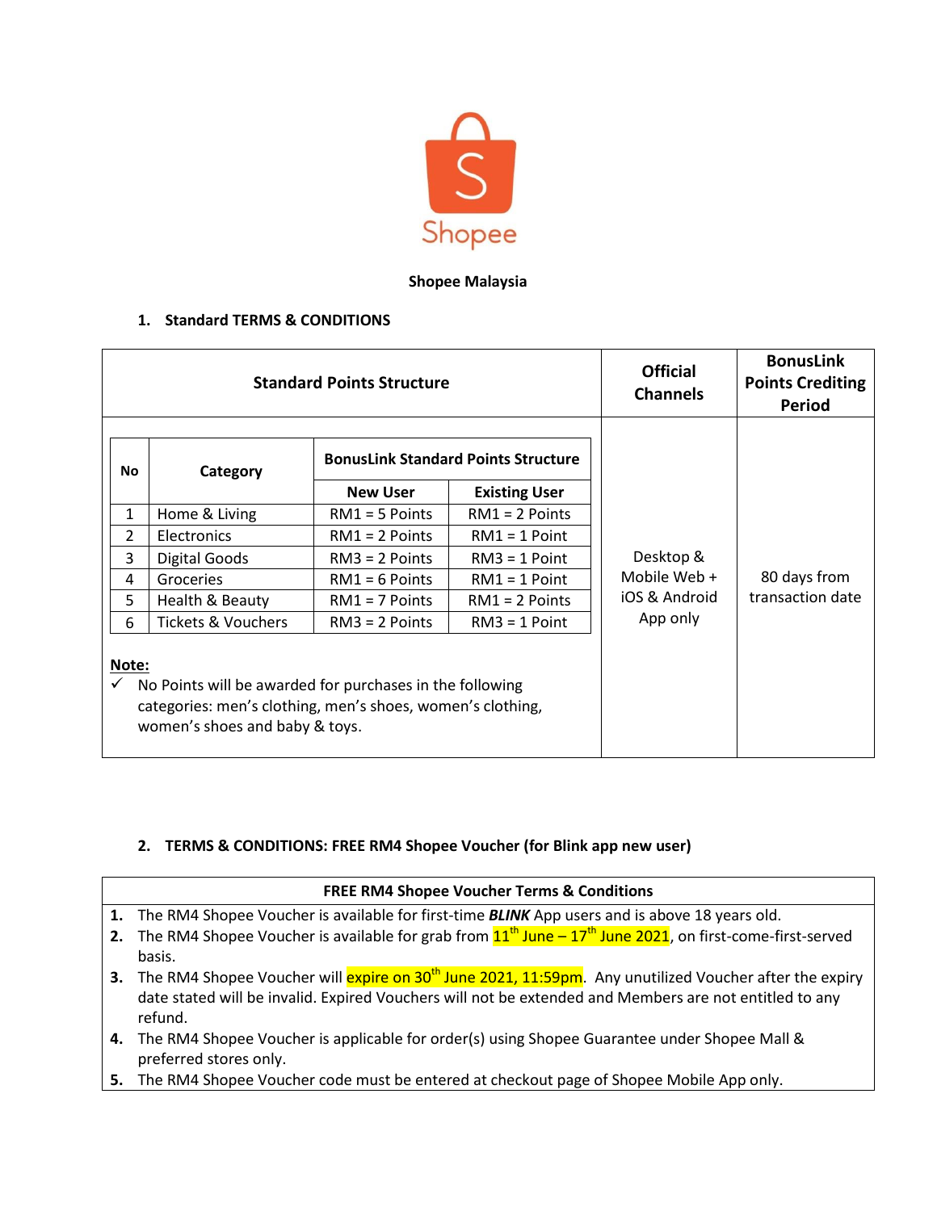Shopee

**Shopee Malaysia**

## 1. Standard TERMS & CONDITIONS

| Standard Points Structure | Official Channels | BonusLink Points Crediting Period |
|---|---|---|
| (see table below) | Desktop & Mobile Web + iOS & Android App only | 80 days from transaction date |

| No | Category | BonusLink Standard Points Structure | |
|---|---|---|---|
| | | New User | Existing User |
| 1 | Home & Living | RM1 = 5 Points | RM1 = 2 Points |
| 2 | Electronics | RM1 = 2 Points | RM1 = 1 Point |
| 3 | Digital Goods | RM3 = 2 Points | RM3 = 1 Point |
| 4 | Groceries | RM1 = 6 Points | RM1 = 1 Point |
| 5 | Health & Beauty | RM1 = 7 Points | RM1 = 2 Points |
| 6 | Tickets & Vouchers | RM3 = 2 Points | RM3 = 1 Point |

**Note:**
- ✓ No Points will be awarded for purchases in the following categories: men's clothing, men's shoes, women's clothing, women's shoes and baby & toys.

## 2. TERMS & CONDITIONS: FREE RM4 Shopee Voucher (for Blink app new user)

**FREE RM4 Shopee Voucher Terms & Conditions**

1. The RM4 Shopee Voucher is available for first-time ***BLINK*** App users and is above 18 years old.
2. The RM4 Shopee Voucher is available for grab from 11th June – 17th June 2021, on first-come-first-served basis.
3. The RM4 Shopee Voucher will expire on 30th June 2021, 11:59pm. Any unutilized Voucher after the expiry date stated will be invalid. Expired Vouchers will not be extended and Members are not entitled to any refund.
4. The RM4 Shopee Voucher is applicable for order(s) using Shopee Guarantee under Shopee Mall & preferred stores only.
5. The RM4 Shopee Voucher code must be entered at checkout page of Shopee Mobile App only.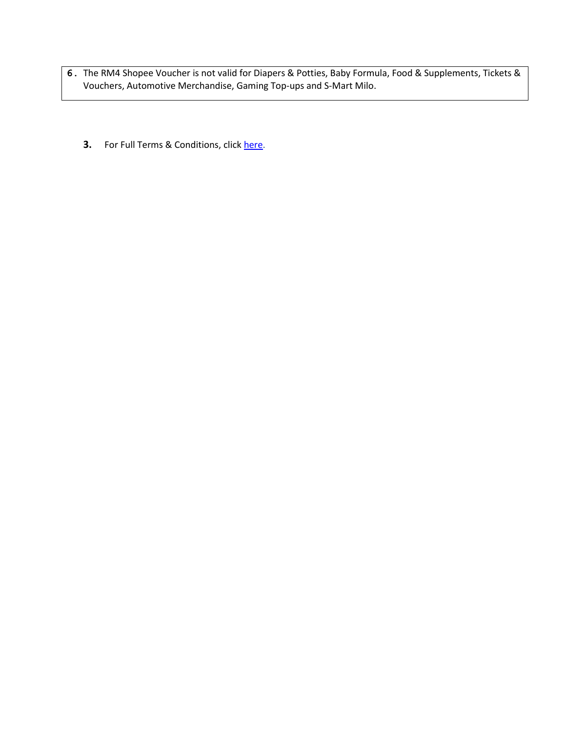6. The RM4 Shopee Voucher is not valid for Diapers & Potties, Baby Formula, Food & Supplements, Tickets & Vouchers, Automotive Merchandise, Gaming Top-ups and S-Mart Milo.

**3.** For Full Terms & Conditions, click here.